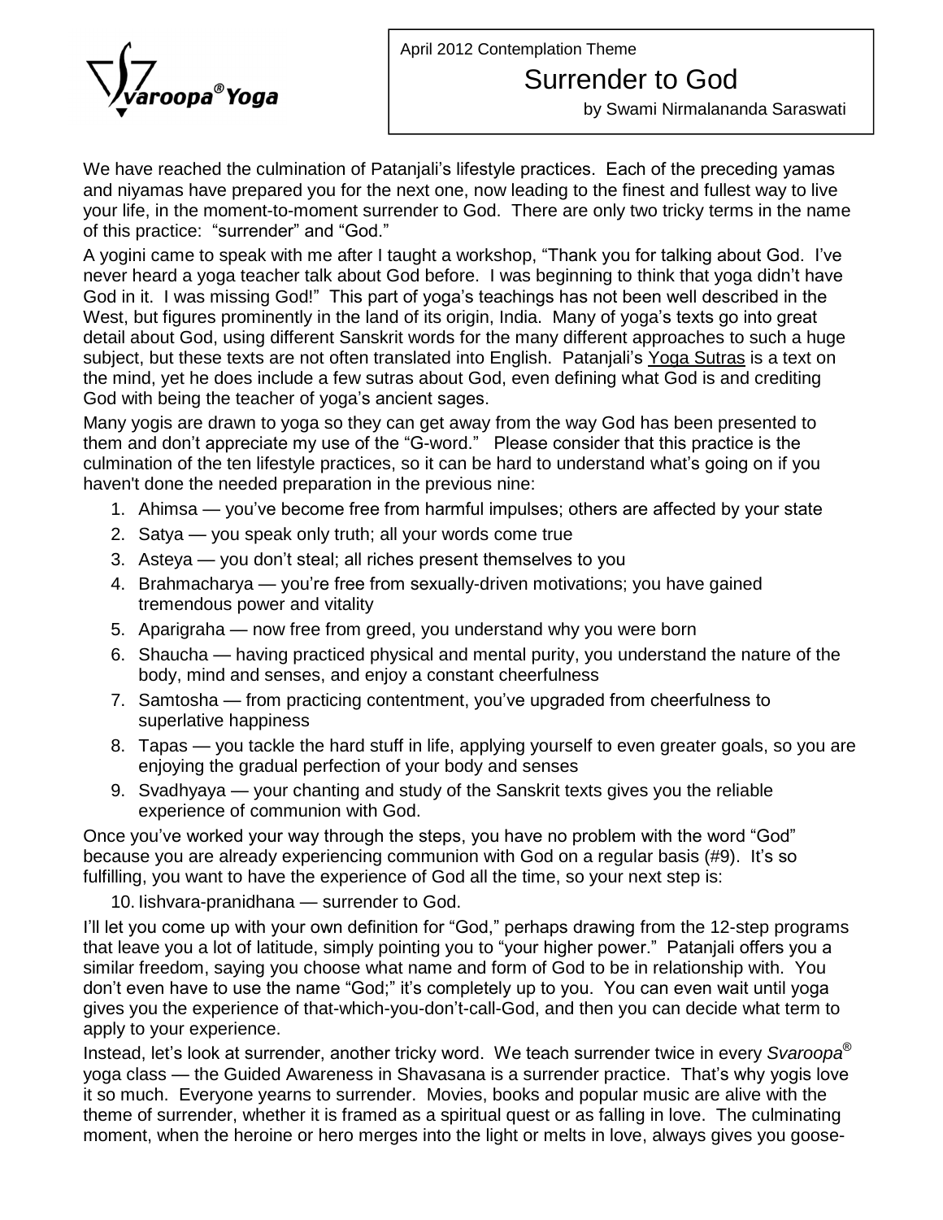Svaroopa® Yoga

April 2012 Contemplation Theme

# Surrender to God

by Swami Nirmalananda Saraswati

We have reached the culmination of Patanjali's lifestyle practices. Each of the preceding yamas and niyamas have prepared you for the next one, now leading to the finest and fullest way to live your life, in the moment-to-moment surrender to God. There are only two tricky terms in the name of this practice: "surrender" and "God."

A yogini came to speak with me after I taught a workshop, "Thank you for talking about God. I've never heard a yoga teacher talk about God before. I was beginning to think that yoga didn't have God in it. I was missing God!" This part of yoga's teachings has not been well described in the West, but figures prominently in the land of its origin, India. Many of yoga's texts go into great detail about God, using different Sanskrit words for the many different approaches to such a huge subject, but these texts are not often translated into English. Patanjali's Yoga Sutras is a text on the mind, yet he does include a few sutras about God, even defining what God is and crediting God with being the teacher of yoga's ancient sages.

Many yogis are drawn to yoga so they can get away from the way God has been presented to them and don't appreciate my use of the "G-word." Please consider that this practice is the culmination of the ten lifestyle practices, so it can be hard to understand what's going on if you haven't done the needed preparation in the previous nine:

1. Ahimsa — you've become free from harmful impulses; others are affected by your state
2. Satya — you speak only truth; all your words come true
3. Asteya — you don't steal; all riches present themselves to you
4. Brahmacharya — you're free from sexually-driven motivations; you have gained tremendous power and vitality
5. Aparigraha — now free from greed, you understand why you were born
6. Shaucha — having practiced physical and mental purity, you understand the nature of the body, mind and senses, and enjoy a constant cheerfulness
7. Samtosha — from practicing contentment, you've upgraded from cheerfulness to superlative happiness
8. Tapas — you tackle the hard stuff in life, applying yourself to even greater goals, so you are enjoying the gradual perfection of your body and senses
9. Svadhyaya — your chanting and study of the Sanskrit texts gives you the reliable experience of communion with God.

Once you've worked your way through the steps, you have no problem with the word "God" because you are already experiencing communion with God on a regular basis (#9). It's so fulfilling, you want to have the experience of God all the time, so your next step is:

10. Iishvara-pranidhana — surrender to God.

I'll let you come up with your own definition for "God," perhaps drawing from the 12-step programs that leave you a lot of latitude, simply pointing you to "your higher power." Patanjali offers you a similar freedom, saying you choose what name and form of God to be in relationship with. You don't even have to use the name "God;" it's completely up to you. You can even wait until yoga gives you the experience of that-which-you-don't-call-God, and then you can decide what term to apply to your experience.

Instead, let's look at surrender, another tricky word. We teach surrender twice in every *Svaroopa*® yoga class — the Guided Awareness in Shavasana is a surrender practice. That's why yogis love it so much. Everyone yearns to surrender. Movies, books and popular music are alive with the theme of surrender, whether it is framed as a spiritual quest or as falling in love. The culminating moment, when the heroine or hero merges into the light or melts in love, always gives you goose-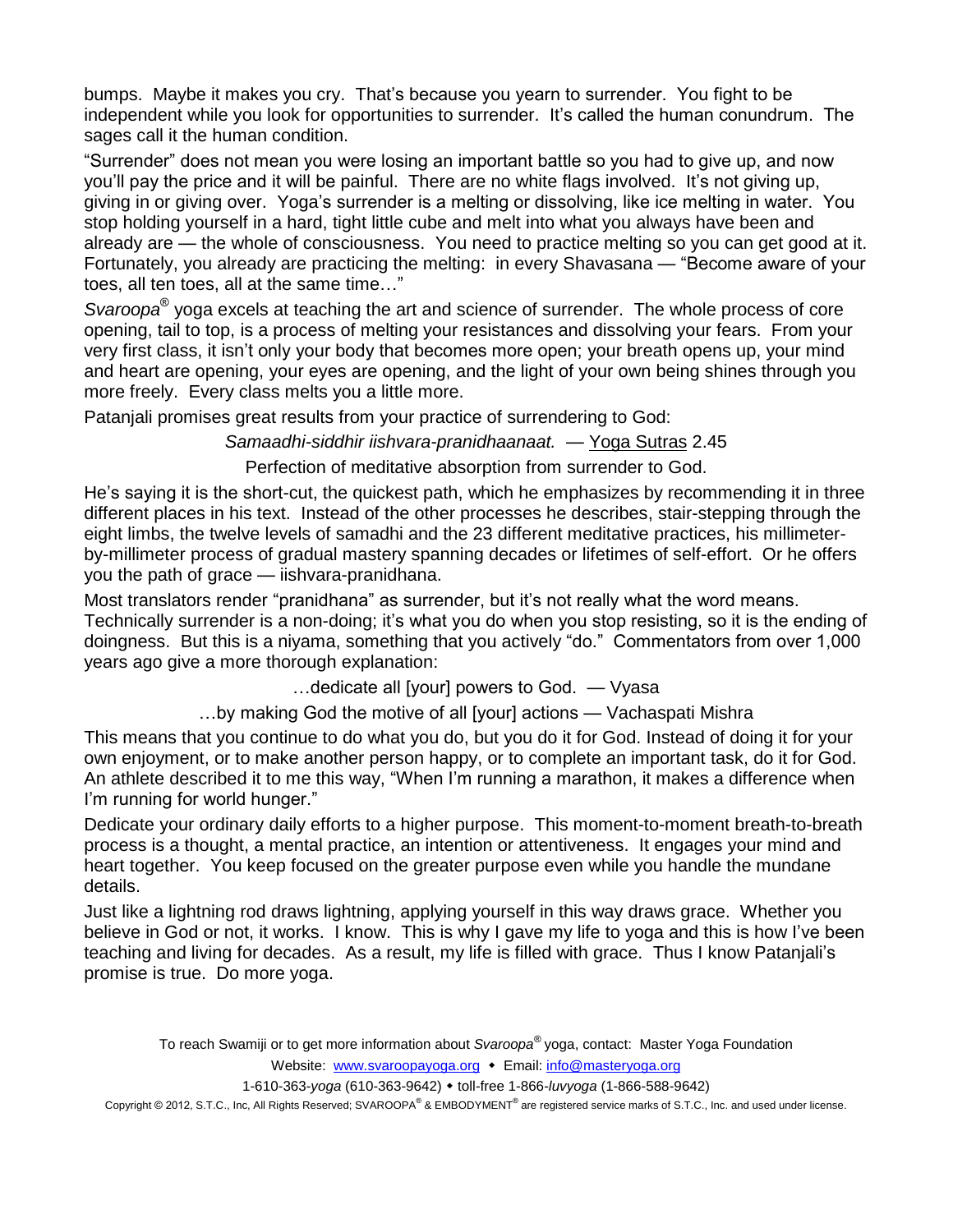bumps. Maybe it makes you cry. That's because you yearn to surrender. You fight to be independent while you look for opportunities to surrender. It's called the human conundrum. The sages call it the human condition.

"Surrender" does not mean you were losing an important battle so you had to give up, and now you'll pay the price and it will be painful. There are no white flags involved. It's not giving up, giving in or giving over. Yoga's surrender is a melting or dissolving, like ice melting in water. You stop holding yourself in a hard, tight little cube and melt into what you always have been and already are — the whole of consciousness. You need to practice melting so you can get good at it. Fortunately, you already are practicing the melting: in every Shavasana — "Become aware of your toes, all ten toes, all at the same time…"

*Svaroopa*® yoga excels at teaching the art and science of surrender. The whole process of core opening, tail to top, is a process of melting your resistances and dissolving your fears. From your very first class, it isn't only your body that becomes more open; your breath opens up, your mind and heart are opening, your eyes are opening, and the light of your own being shines through you more freely. Every class melts you a little more.

Patanjali promises great results from your practice of surrendering to God:

*Samaadhi-siddhir iishvara-pranidhaanaat.* — Yoga Sutras 2.45

Perfection of meditative absorption from surrender to God.

He's saying it is the short-cut, the quickest path, which he emphasizes by recommending it in three different places in his text. Instead of the other processes he describes, stair-stepping through the eight limbs, the twelve levels of samadhi and the 23 different meditative practices, his millimeter-by-millimeter process of gradual mastery spanning decades or lifetimes of self-effort. Or he offers you the path of grace — iishvara-pranidhana.

Most translators render "pranidhana" as surrender, but it's not really what the word means. Technically surrender is a non-doing; it's what you do when you stop resisting, so it is the ending of doingness. But this is a niyama, something that you actively "do." Commentators from over 1,000 years ago give a more thorough explanation:

…dedicate all [your] powers to God. — Vyasa

…by making God the motive of all [your] actions — Vachaspati Mishra

This means that you continue to do what you do, but you do it for God. Instead of doing it for your own enjoyment, or to make another person happy, or to complete an important task, do it for God. An athlete described it to me this way, "When I'm running a marathon, it makes a difference when I'm running for world hunger."

Dedicate your ordinary daily efforts to a higher purpose. This moment-to-moment breath-to-breath process is a thought, a mental practice, an intention or attentiveness. It engages your mind and heart together. You keep focused on the greater purpose even while you handle the mundane details.

Just like a lightning rod draws lightning, applying yourself in this way draws grace. Whether you believe in God or not, it works. I know. This is why I gave my life to yoga and this is how I've been teaching and living for decades. As a result, my life is filled with grace. Thus I know Patanjali's promise is true. Do more yoga.

To reach Swamiji or to get more information about *Svaroopa*® yoga, contact: Master Yoga Foundation

Website: www.svaroopayoga.org ◆ Email: info@masteryoga.org

1-610-363-*yoga* (610-363-9642) ◆ toll-free 1-866-*luvyoga* (1-866-588-9642)

Copyright © 2012, S.T.C., Inc, All Rights Reserved; SVAROOPA® & EMBODYMENT® are registered service marks of S.T.C., Inc. and used under license.